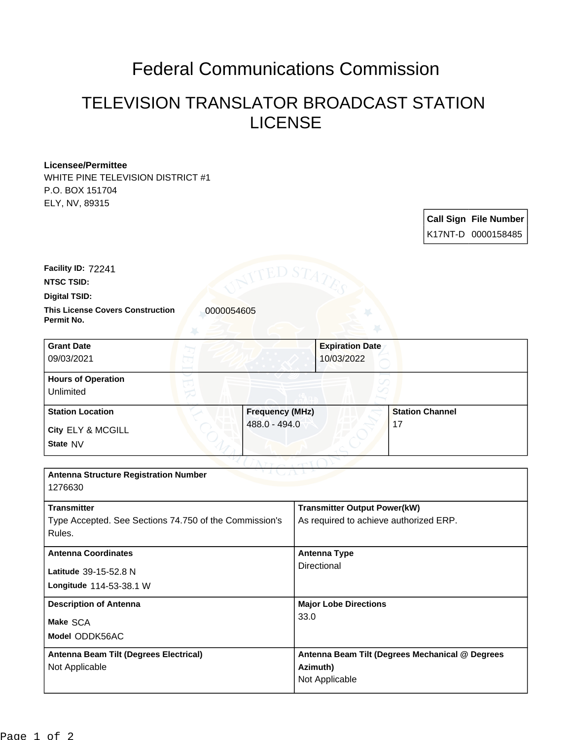# Federal Communications Commission

## TELEVISION TRANSLATOR BROADCAST STATION LICENSE

**Licensee/Permittee**
WHITE PINE TELEVISION DISTRICT #1
P.O. BOX 151704
ELY, NV, 89315

| Call Sign | File Number |
|---|---|
| K17NT-D | 0000158485 |

**Facility ID:** 72241

**NTSC TSID:**

**Digital TSID:**

**This License Covers Construction Permit No.** 0000054605

| Grant Date | Expiration Date |
|---|---|
| 09/03/2021 | 10/03/2022 |

| Hours of Operation |
|---|
| Unlimited |

| Station Location | Frequency (MHz) | Station Channel |
|---|---|---|
| City ELY & MCGILL<br>State NV | 488.0 - 494.0 | 17 |

| Antenna Structure Registration Number | |
|---|---|
| 1276630 | |

| Transmitter | Transmitter Output Power(kW) |
|---|---|
| Type Accepted. See Sections 74.750 of the Commission's Rules. | As required to achieve authorized ERP. |

| Antenna Coordinates | Antenna Type |
|---|---|
| Latitude 39-15-52.8 N<br>Longitude 114-53-38.1 W | Directional |

| Description of Antenna | Major Lobe Directions |
|---|---|
| Make SCA<br>Model ODDK56AC | 33.0 |

| Antenna Beam Tilt (Degrees Electrical) | Antenna Beam Tilt (Degrees Mechanical @ Degrees Azimuth) |
|---|---|
| Not Applicable | Not Applicable |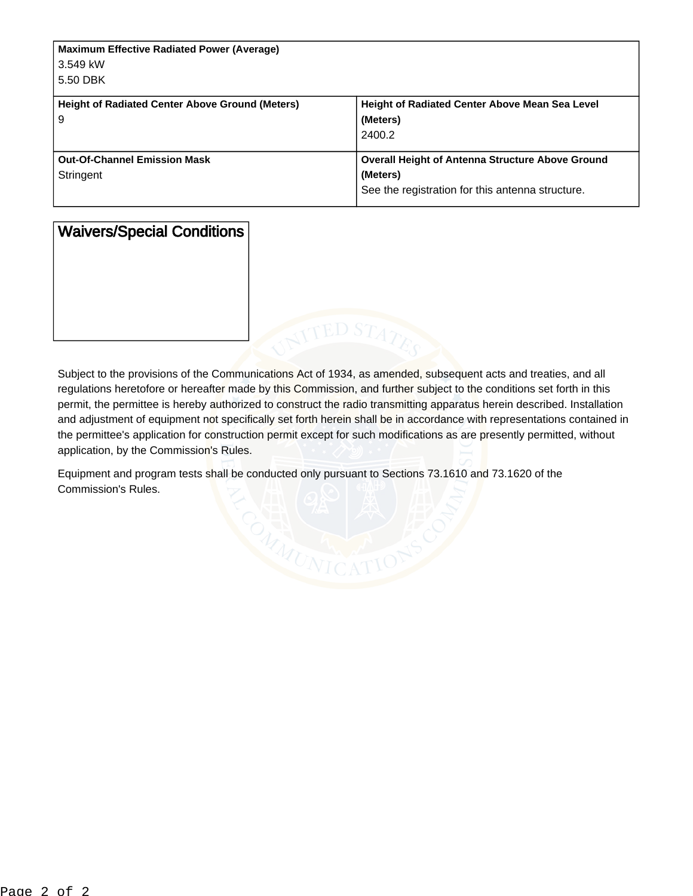| | |
|---|---|
| **Maximum Effective Radiated Power (Average)**<br>3.549 kW<br>5.50 DBK | |
| **Height of Radiated Center Above Ground (Meters)**<br>9 | **Height of Radiated Center Above Mean Sea Level (Meters)**<br>2400.2 |
| **Out-Of-Channel Emission Mask**<br>Stringent | **Overall Height of Antenna Structure Above Ground (Meters)**<br>See the registration for this antenna structure. |

## Waivers/Special Conditions

Subject to the provisions of the Communications Act of 1934, as amended, subsequent acts and treaties, and all regulations heretofore or hereafter made by this Commission, and further subject to the conditions set forth in this permit, the permittee is hereby authorized to construct the radio transmitting apparatus herein described. Installation and adjustment of equipment not specifically set forth herein shall be in accordance with representations contained in the permittee's application for construction permit except for such modifications as are presently permitted, without application, by the Commission's Rules.

Equipment and program tests shall be conducted only pursuant to Sections 73.1610 and 73.1620 of the Commission's Rules.